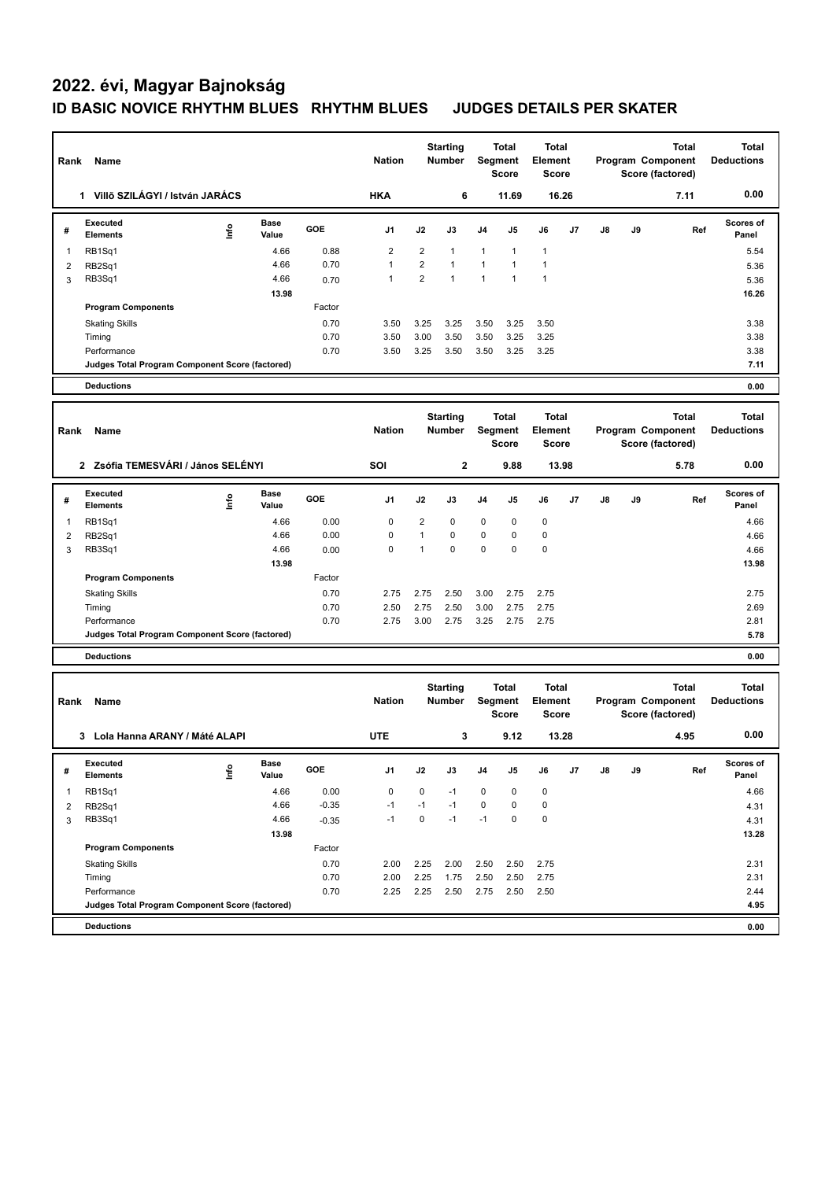# 2022. évi, Magyar Bajnokság

## ID BASIC NOVICE RHYTHM BLUES RHYTHM BLUES JUDGES DETAILS PER SKATER

| Rank | Name | Nation | Starting Number | Total Segment Score | Total Element Score | Total Program Component Score (factored) | Total Deductions |
|---|---|---|---|---|---|---|---|
| 1 | Villő SZILÁGYI / István JARÁCS | HKA | 6 | 11.69 | 16.26 | 7.11 | 0.00 |

| # | Executed Elements | Info | Base Value | GOE | J1 | J2 | J3 | J4 | J5 | J6 | J7 | J8 | J9 | Ref | Scores of Panel |
|---|---|---|---|---|---|---|---|---|---|---|---|---|---|---|---|
| 1 | RB1Sq1 | | 4.66 | 0.88 | 2 | 2 | 1 | 1 | 1 | 1 | | | | | 5.54 |
| 2 | RB2Sq1 | | 4.66 | 0.70 | 1 | 2 | 1 | 1 | 1 | 1 | | | | | 5.36 |
| 3 | RB3Sq1 | | 4.66 | 0.70 | 1 | 2 | 1 | 1 | 1 | 1 | | | | | 5.36 |
| | | | 13.98 | | | | | | | | | | | | 16.26 |
| | **Program Components** | | | Factor | | | | | | | | | | | |
| | Skating Skills | | | 0.70 | 3.50 | 3.25 | 3.25 | 3.50 | 3.25 | 3.50 | | | | | 3.38 |
| | Timing | | | 0.70 | 3.50 | 3.00 | 3.50 | 3.50 | 3.25 | 3.25 | | | | | 3.38 |
| | Performance | | | 0.70 | 3.50 | 3.25 | 3.50 | 3.50 | 3.25 | 3.25 | | | | | 3.38 |
| | **Judges Total Program Component Score (factored)** | | | | | | | | | | | | | | 7.11 |
| | **Deductions** | | | | | | | | | | | | | | 0.00 |

| Rank | Name | Nation | Starting Number | Total Segment Score | Total Element Score | Total Program Component Score (factored) | Total Deductions |
|---|---|---|---|---|---|---|---|
| 2 | Zsófia TEMESVÁRI / János SELÉNYI | SOI | 2 | 9.88 | 13.98 | 5.78 | 0.00 |

| # | Executed Elements | Info | Base Value | GOE | J1 | J2 | J3 | J4 | J5 | J6 | J7 | J8 | J9 | Ref | Scores of Panel |
|---|---|---|---|---|---|---|---|---|---|---|---|---|---|---|---|
| 1 | RB1Sq1 | | 4.66 | 0.00 | 0 | 2 | 0 | 0 | 0 | 0 | | | | | 4.66 |
| 2 | RB2Sq1 | | 4.66 | 0.00 | 0 | 1 | 0 | 0 | 0 | 0 | | | | | 4.66 |
| 3 | RB3Sq1 | | 4.66 | 0.00 | 0 | 1 | 0 | 0 | 0 | 0 | | | | | 4.66 |
| | | | 13.98 | | | | | | | | | | | | 13.98 |
| | **Program Components** | | | Factor | | | | | | | | | | | |
| | Skating Skills | | | 0.70 | 2.75 | 2.75 | 2.50 | 3.00 | 2.75 | 2.75 | | | | | 2.75 |
| | Timing | | | 0.70 | 2.50 | 2.75 | 2.50 | 3.00 | 2.75 | 2.75 | | | | | 2.69 |
| | Performance | | | 0.70 | 2.75 | 3.00 | 2.75 | 3.25 | 2.75 | 2.75 | | | | | 2.81 |
| | **Judges Total Program Component Score (factored)** | | | | | | | | | | | | | | 5.78 |
| | **Deductions** | | | | | | | | | | | | | | 0.00 |

| Rank | Name | Nation | Starting Number | Total Segment Score | Total Element Score | Total Program Component Score (factored) | Total Deductions |
|---|---|---|---|---|---|---|---|
| 3 | Lola Hanna ARANY / Máté ALAPI | UTE | 3 | 9.12 | 13.28 | 4.95 | 0.00 |

| # | Executed Elements | Info | Base Value | GOE | J1 | J2 | J3 | J4 | J5 | J6 | J7 | J8 | J9 | Ref | Scores of Panel |
|---|---|---|---|---|---|---|---|---|---|---|---|---|---|---|---|
| 1 | RB1Sq1 | | 4.66 | 0.00 | 0 | 0 | -1 | 0 | 0 | 0 | | | | | 4.66 |
| 2 | RB2Sq1 | | 4.66 | -0.35 | -1 | -1 | -1 | 0 | 0 | 0 | | | | | 4.31 |
| 3 | RB3Sq1 | | 4.66 | -0.35 | -1 | 0 | -1 | -1 | 0 | 0 | | | | | 4.31 |
| | | | 13.98 | | | | | | | | | | | | 13.28 |
| | **Program Components** | | | Factor | | | | | | | | | | | |
| | Skating Skills | | | 0.70 | 2.00 | 2.25 | 2.00 | 2.50 | 2.50 | 2.75 | | | | | 2.31 |
| | Timing | | | 0.70 | 2.00 | 2.25 | 1.75 | 2.50 | 2.50 | 2.75 | | | | | 2.31 |
| | Performance | | | 0.70 | 2.25 | 2.25 | 2.50 | 2.75 | 2.50 | 2.50 | | | | | 2.44 |
| | **Judges Total Program Component Score (factored)** | | | | | | | | | | | | | | 4.95 |
| | **Deductions** | | | | | | | | | | | | | | 0.00 |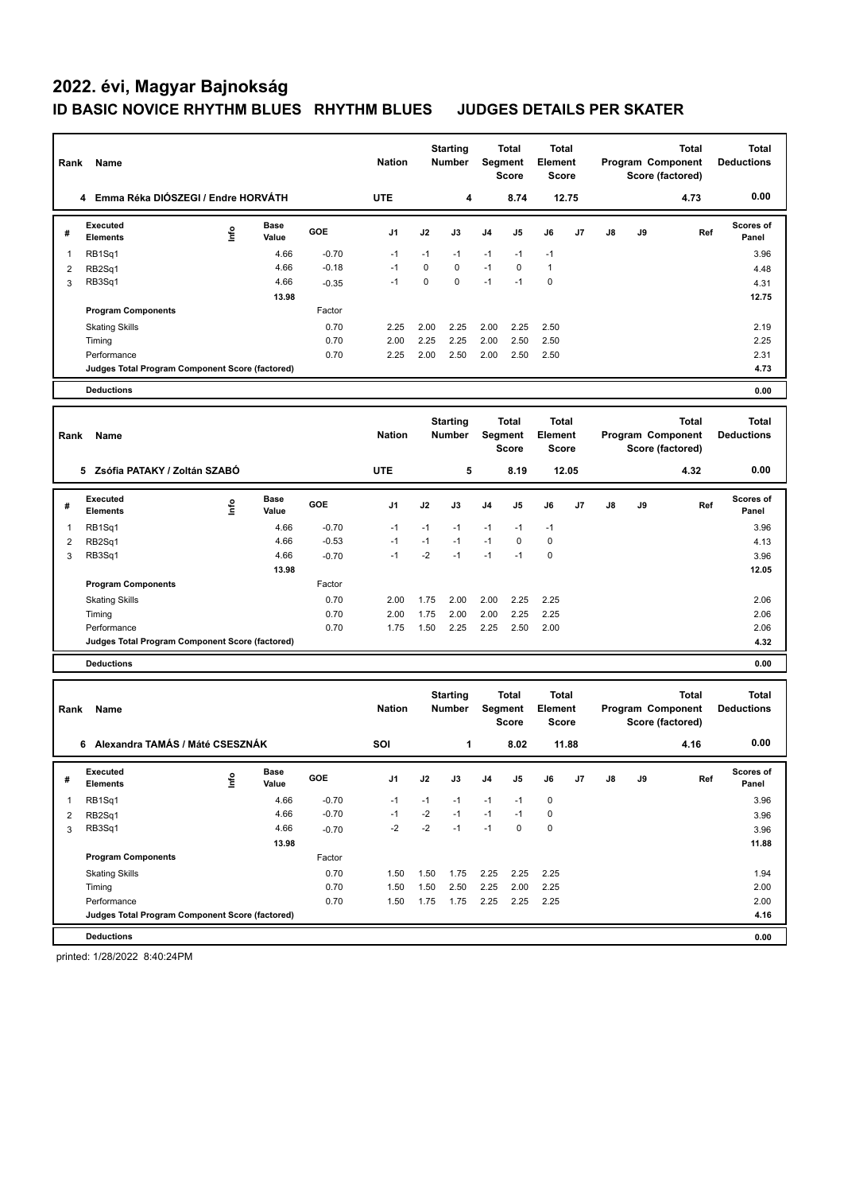# 2022. évi, Magyar Bajnokság

## ID BASIC NOVICE RHYTHM BLUES RHYTHM BLUES JUDGES DETAILS PER SKATER

| Rank | Name | Nation | Starting Number | Total Segment Score | Total Element Score | Total Program Component Score (factored) | Total Deductions |
|---|---|---|---|---|---|---|---|
| 4 | Emma Réka DIÓSZEGI / Endre HORVÁTH | UTE | 4 | 8.74 | 12.75 | 4.73 | 0.00 |

| # | Executed Elements | Info | Base Value | GOE | J1 | J2 | J3 | J4 | J5 | J6 | J7 | J8 | J9 | Ref | Scores of Panel |
|---|---|---|---|---|---|---|---|---|---|---|---|---|---|---|---|
| 1 | RB1Sq1 | | 4.66 | -0.70 | -1 | -1 | -1 | -1 | -1 | -1 | | | | | 3.96 |
| 2 | RB2Sq1 | | 4.66 | -0.18 | -1 | 0 | 0 | -1 | 0 | 1 | | | | | 4.48 |
| 3 | RB3Sq1 | | 4.66 | -0.35 | -1 | 0 | 0 | -1 | -1 | 0 | | | | | 4.31 |
| | | | 13.98 | | | | | | | | | | | | 12.75 |
| | **Program Components** | | | Factor | | | | | | | | | | | |
| | Skating Skills | | | 0.70 | 2.25 | 2.00 | 2.25 | 2.00 | 2.25 | 2.50 | | | | | 2.19 |
| | Timing | | | 0.70 | 2.00 | 2.25 | 2.25 | 2.00 | 2.50 | 2.50 | | | | | 2.25 |
| | Performance | | | 0.70 | 2.25 | 2.00 | 2.50 | 2.00 | 2.50 | 2.50 | | | | | 2.31 |
| | **Judges Total Program Component Score (factored)** | | | | | | | | | | | | | | 4.73 |
| | **Deductions** | | | | | | | | | | | | | | 0.00 |

| Rank | Name | Nation | Starting Number | Total Segment Score | Total Element Score | Total Program Component Score (factored) | Total Deductions |
|---|---|---|---|---|---|---|---|
| 5 | Zsófia PATAKY / Zoltán SZABÓ | UTE | 5 | 8.19 | 12.05 | 4.32 | 0.00 |

| # | Executed Elements | Info | Base Value | GOE | J1 | J2 | J3 | J4 | J5 | J6 | J7 | J8 | J9 | Ref | Scores of Panel |
|---|---|---|---|---|---|---|---|---|---|---|---|---|---|---|---|
| 1 | RB1Sq1 | | 4.66 | -0.70 | -1 | -1 | -1 | -1 | -1 | -1 | | | | | 3.96 |
| 2 | RB2Sq1 | | 4.66 | -0.53 | -1 | -1 | -1 | -1 | 0 | 0 | | | | | 4.13 |
| 3 | RB3Sq1 | | 4.66 | -0.70 | -1 | -2 | -1 | -1 | -1 | 0 | | | | | 3.96 |
| | | | 13.98 | | | | | | | | | | | | 12.05 |
| | **Program Components** | | | Factor | | | | | | | | | | | |
| | Skating Skills | | | 0.70 | 2.00 | 1.75 | 2.00 | 2.00 | 2.25 | 2.25 | | | | | 2.06 |
| | Timing | | | 0.70 | 2.00 | 1.75 | 2.00 | 2.00 | 2.25 | 2.25 | | | | | 2.06 |
| | Performance | | | 0.70 | 1.75 | 1.50 | 2.25 | 2.25 | 2.50 | 2.00 | | | | | 2.06 |
| | **Judges Total Program Component Score (factored)** | | | | | | | | | | | | | | 4.32 |
| | **Deductions** | | | | | | | | | | | | | | 0.00 |

| Rank | Name | Nation | Starting Number | Total Segment Score | Total Element Score | Total Program Component Score (factored) | Total Deductions |
|---|---|---|---|---|---|---|---|
| 6 | Alexandra TAMÁS / Máté CSESZNÁK | SOI | 1 | 8.02 | 11.88 | 4.16 | 0.00 |

| # | Executed Elements | Info | Base Value | GOE | J1 | J2 | J3 | J4 | J5 | J6 | J7 | J8 | J9 | Ref | Scores of Panel |
|---|---|---|---|---|---|---|---|---|---|---|---|---|---|---|---|
| 1 | RB1Sq1 | | 4.66 | -0.70 | -1 | -1 | -1 | -1 | -1 | 0 | | | | | 3.96 |
| 2 | RB2Sq1 | | 4.66 | -0.70 | -1 | -2 | -1 | -1 | -1 | 0 | | | | | 3.96 |
| 3 | RB3Sq1 | | 4.66 | -0.70 | -2 | -2 | -1 | -1 | 0 | 0 | | | | | 3.96 |
| | | | 13.98 | | | | | | | | | | | | 11.88 |
| | **Program Components** | | | Factor | | | | | | | | | | | |
| | Skating Skills | | | 0.70 | 1.50 | 1.50 | 1.75 | 2.25 | 2.25 | 2.25 | | | | | 1.94 |
| | Timing | | | 0.70 | 1.50 | 1.50 | 2.50 | 2.25 | 2.00 | 2.25 | | | | | 2.00 |
| | Performance | | | 0.70 | 1.50 | 1.75 | 1.75 | 2.25 | 2.25 | 2.25 | | | | | 2.00 |
| | **Judges Total Program Component Score (factored)** | | | | | | | | | | | | | | 4.16 |
| | **Deductions** | | | | | | | | | | | | | | 0.00 |

printed: 1/28/2022 8:40:24PM